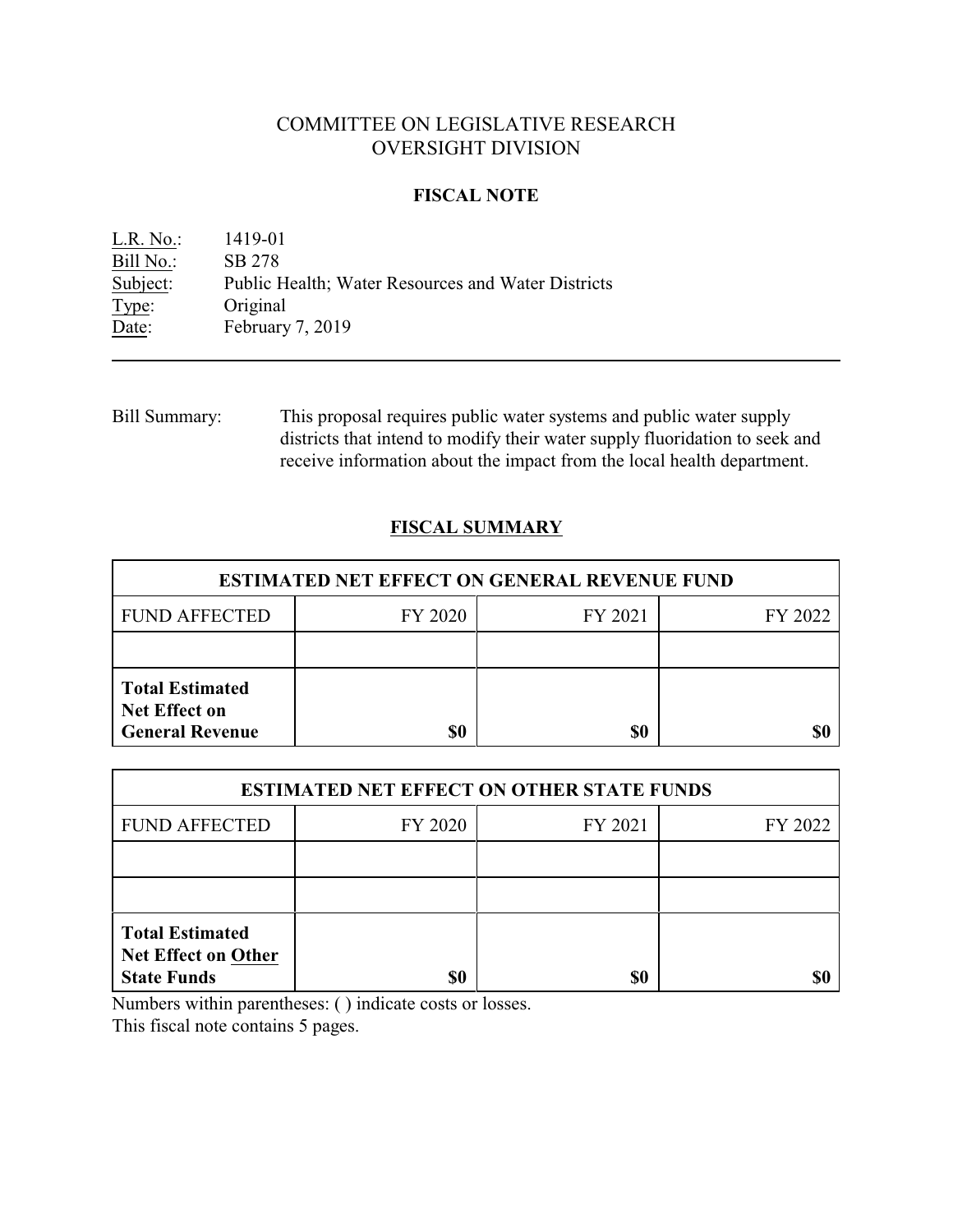# COMMITTEE ON LEGISLATIVE RESEARCH
# OVERSIGHT DIVISION

## FISCAL NOTE

L.R. No.: 1419-01
Bill No.: SB 278
Subject: Public Health; Water Resources and Water Districts
Type: Original
Date: February 7, 2019

---

Bill Summary: This proposal requires public water systems and public water supply districts that intend to modify their water supply fluoridation to seek and receive information about the impact from the local health department.

## FISCAL SUMMARY

| ESTIMATED NET EFFECT ON GENERAL REVENUE FUND | | | |
|---|---|---|---|
| FUND AFFECTED | FY 2020 | FY 2021 | FY 2022 |
| | | | |
| **Total Estimated Net Effect on General Revenue** | **$0** | **$0** | **$0** |

| ESTIMATED NET EFFECT ON OTHER STATE FUNDS | | | |
|---|---|---|---|
| FUND AFFECTED | FY 2020 | FY 2021 | FY 2022 |
| | | | |
| | | | |
| **Total Estimated Net Effect on Other State Funds** | **$0** | **$0** | **$0** |

Numbers within parentheses: ( ) indicate costs or losses.
This fiscal note contains 5 pages.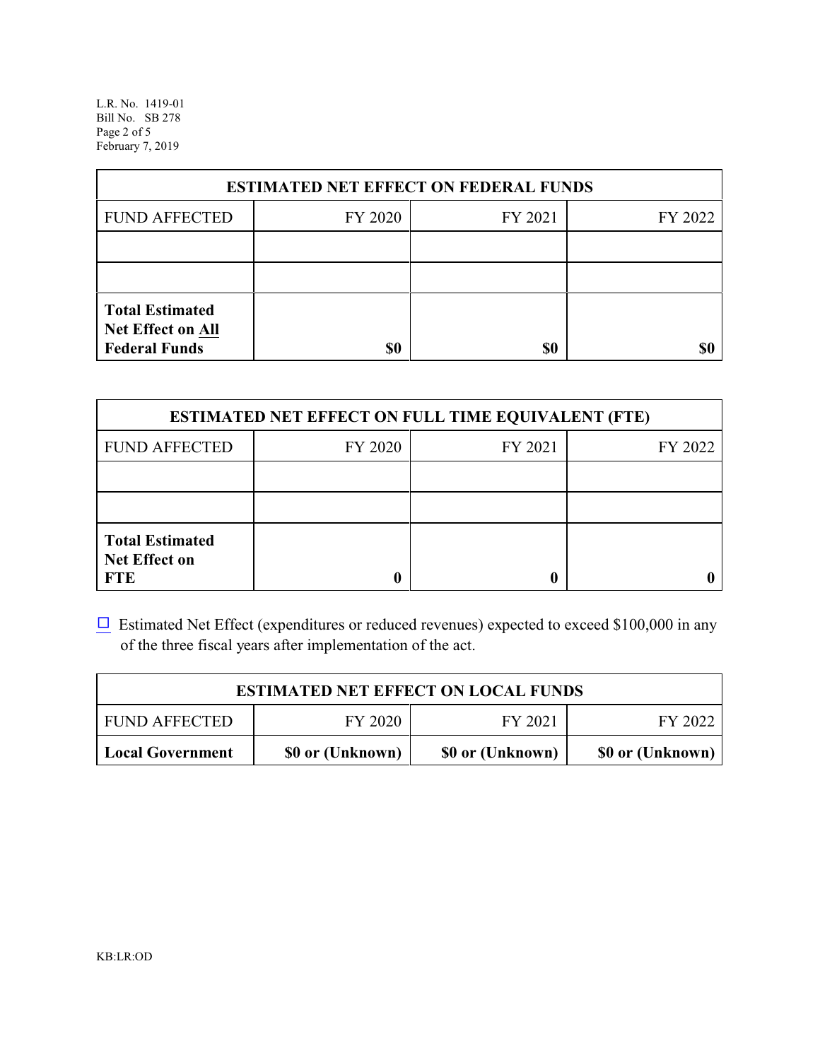| ESTIMATED NET EFFECT ON FEDERAL FUNDS | | | |
|---|---|---|---|
| FUND AFFECTED | FY 2020 | FY 2021 | FY 2022 |
| | | | |
| | | | |
| **Total Estimated Net Effect on All Federal Funds** | **$0** | **$0** | **$0** |

| ESTIMATED NET EFFECT ON FULL TIME EQUIVALENT (FTE) | | | |
|---|---|---|---|
| FUND AFFECTED | FY 2020 | FY 2021 | FY 2022 |
| | | | |
| | | | |
| **Total Estimated Net Effect on FTE** | **0** | **0** | **0** |

☐ Estimated Net Effect (expenditures or reduced revenues) expected to exceed $100,000 in any of the three fiscal years after implementation of the act.

| ESTIMATED NET EFFECT ON LOCAL FUNDS | | | |
|---|---|---|---|
| FUND AFFECTED | FY 2020 | FY 2021 | FY 2022 |
| **Local Government** | **$0 or (Unknown)** | **$0 or (Unknown)** | **$0 or (Unknown)** |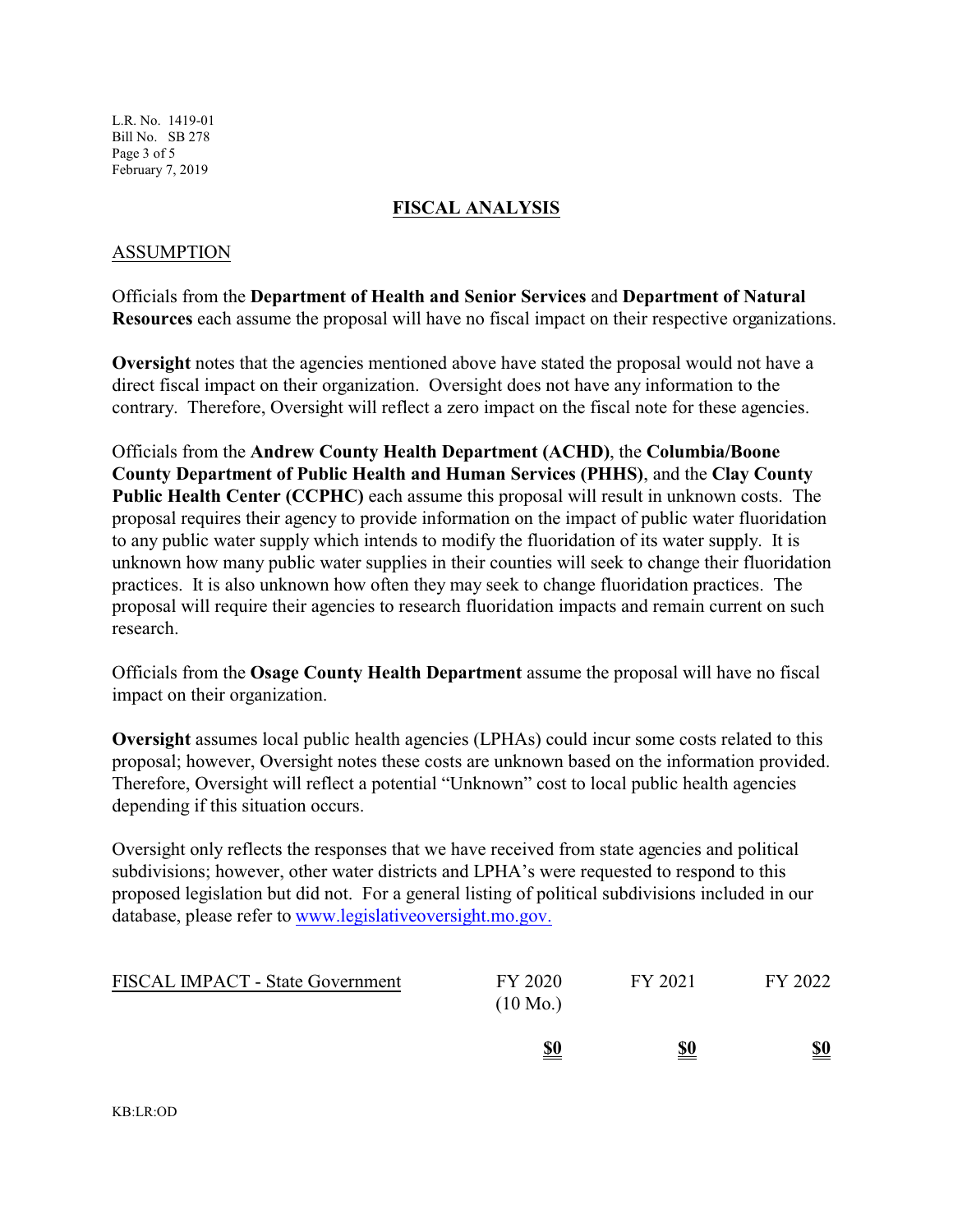## FISCAL ANALYSIS

### ASSUMPTION

Officials from the **Department of Health and Senior Services** and **Department of Natural Resources** each assume the proposal will have no fiscal impact on their respective organizations.

**Oversight** notes that the agencies mentioned above have stated the proposal would not have a direct fiscal impact on their organization. Oversight does not have any information to the contrary. Therefore, Oversight will reflect a zero impact on the fiscal note for these agencies.

Officials from the **Andrew County Health Department (ACHD)**, the **Columbia/Boone County Department of Public Health and Human Services (PHHS)**, and the **Clay County Public Health Center (CCPHC)** each assume this proposal will result in unknown costs. The proposal requires their agency to provide information on the impact of public water fluoridation to any public water supply which intends to modify the fluoridation of its water supply. It is unknown how many public water supplies in their counties will seek to change their fluoridation practices. It is also unknown how often they may seek to change fluoridation practices. The proposal will require their agencies to research fluoridation impacts and remain current on such research.

Officials from the **Osage County Health Department** assume the proposal will have no fiscal impact on their organization.

**Oversight** assumes local public health agencies (LPHAs) could incur some costs related to this proposal; however, Oversight notes these costs are unknown based on the information provided. Therefore, Oversight will reflect a potential "Unknown" cost to local public health agencies depending if this situation occurs.

Oversight only reflects the responses that we have received from state agencies and political subdivisions; however, other water districts and LPHA's were requested to respond to this proposed legislation but did not. For a general listing of political subdivisions included in our database, please refer to www.legislativeoversight.mo.gov.

| FISCAL IMPACT - State Government | FY 2020 (10 Mo.) | FY 2021 | FY 2022 |
|---|---|---|---|
| | **$0** | **$0** | **$0** |

KB:LR:OD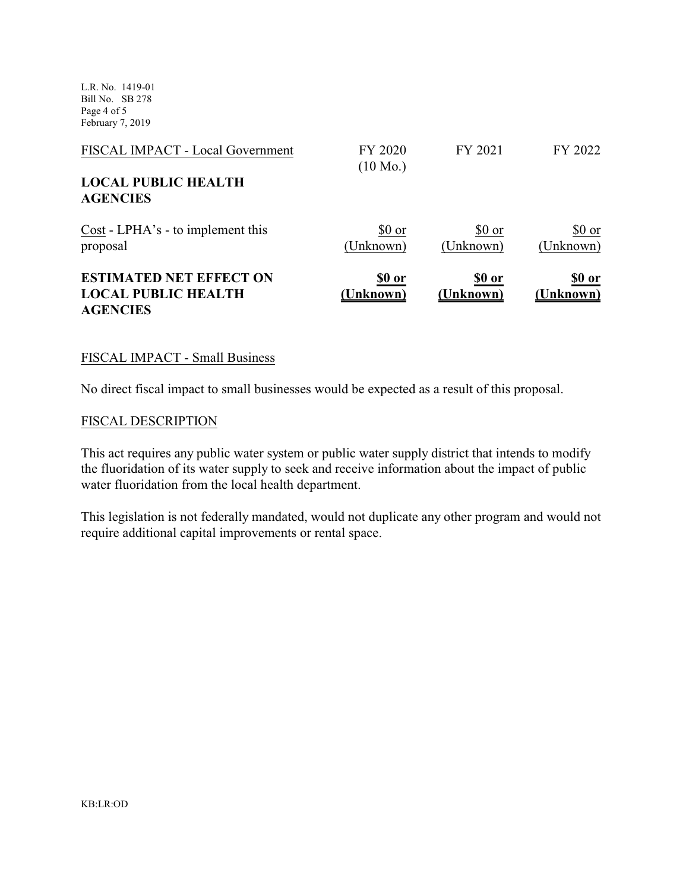| FISCAL IMPACT - Local Government | FY 2020 (10 Mo.) | FY 2021 | FY 2022 |
|---|---|---|---|
| **LOCAL PUBLIC HEALTH AGENCIES** | | | |
| Cost - LPHA's - to implement this proposal | $0 or (Unknown) | $0 or (Unknown) | $0 or (Unknown) |
| **ESTIMATED NET EFFECT ON LOCAL PUBLIC HEALTH AGENCIES** | **$0 or (Unknown)** | **$0 or (Unknown)** | **$0 or (Unknown)** |

## FISCAL IMPACT - Small Business

No direct fiscal impact to small businesses would be expected as a result of this proposal.

## FISCAL DESCRIPTION

This act requires any public water system or public water supply district that intends to modify the fluoridation of its water supply to seek and receive information about the impact of public water fluoridation from the local health department.

This legislation is not federally mandated, would not duplicate any other program and would not require additional capital improvements or rental space.

KB:LR:OD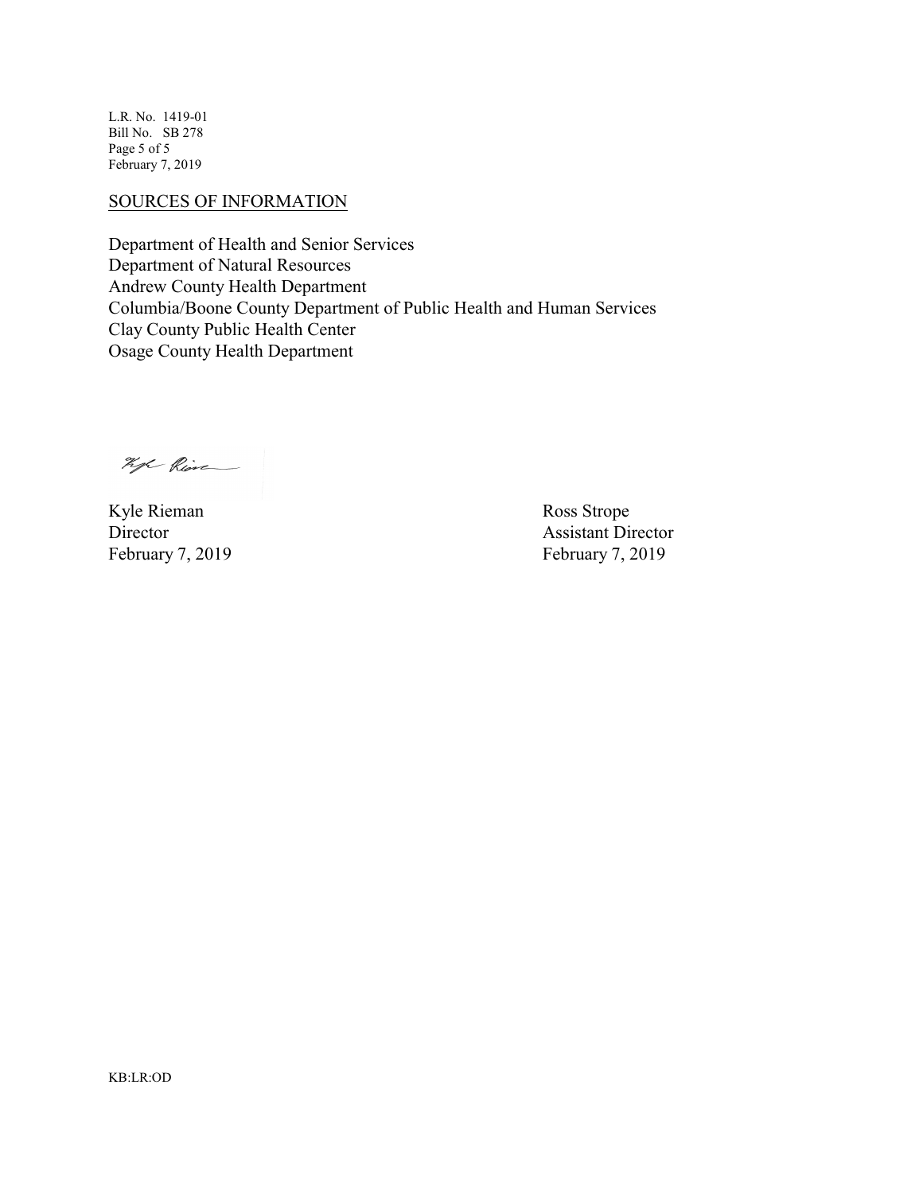## SOURCES OF INFORMATION

Department of Health and Senior Services
Department of Natural Resources
Andrew County Health Department
Columbia/Boone County Department of Public Health and Human Services
Clay County Public Health Center
Osage County Health Department

| | |
|---|---|
| Kyle Rieman | Ross Strope |
| Director | Assistant Director |
| February 7, 2019 | February 7, 2019 |

KB:LR:OD